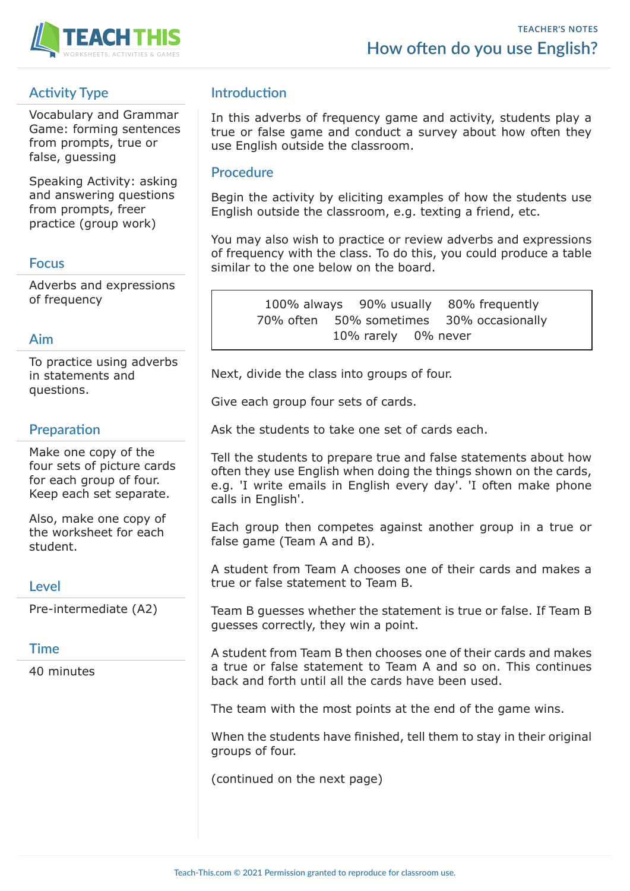# How often do you use English?

TEACHER'S NOTES

## Activity Type

Vocabulary and Grammar Game: forming sentences from prompts, true or false, guessing

Speaking Activity: asking and answering questions from prompts, freer practice (group work)

## Focus

Adverbs and expressions of frequency

## Aim

To practice using adverbs in statements and questions.

## Preparation

Make one copy of the four sets of picture cards for each group of four. Keep each set separate.

Also, make one copy of the worksheet for each student.

## Level

Pre-intermediate (A2)

## Time

40 minutes

## Introduction

In this adverbs of frequency game and activity, students play a true or false game and conduct a survey about how often they use English outside the classroom.

## Procedure

Begin the activity by eliciting examples of how the students use English outside the classroom, e.g. texting a friend, etc.

You may also wish to practice or review adverbs and expressions of frequency with the class. To do this, you could produce a table similar to the one below on the board.

| | | |
|---|---|---|
| 100% always | 90% usually | 80% frequently |
| 70% often | 50% sometimes | 30% occasionally |
| 10% rarely | 0% never | |

Next, divide the class into groups of four.

Give each group four sets of cards.

Ask the students to take one set of cards each.

Tell the students to prepare true and false statements about how often they use English when doing the things shown on the cards, e.g. 'I write emails in English every day'. 'I often make phone calls in English'.

Each group then competes against another group in a true or false game (Team A and B).

A student from Team A chooses one of their cards and makes a true or false statement to Team B.

Team B guesses whether the statement is true or false. If Team B guesses correctly, they win a point.

A student from Team B then chooses one of their cards and makes a true or false statement to Team A and so on. This continues back and forth until all the cards have been used.

The team with the most points at the end of the game wins.

When the students have finished, tell them to stay in their original groups of four.

(continued on the next page)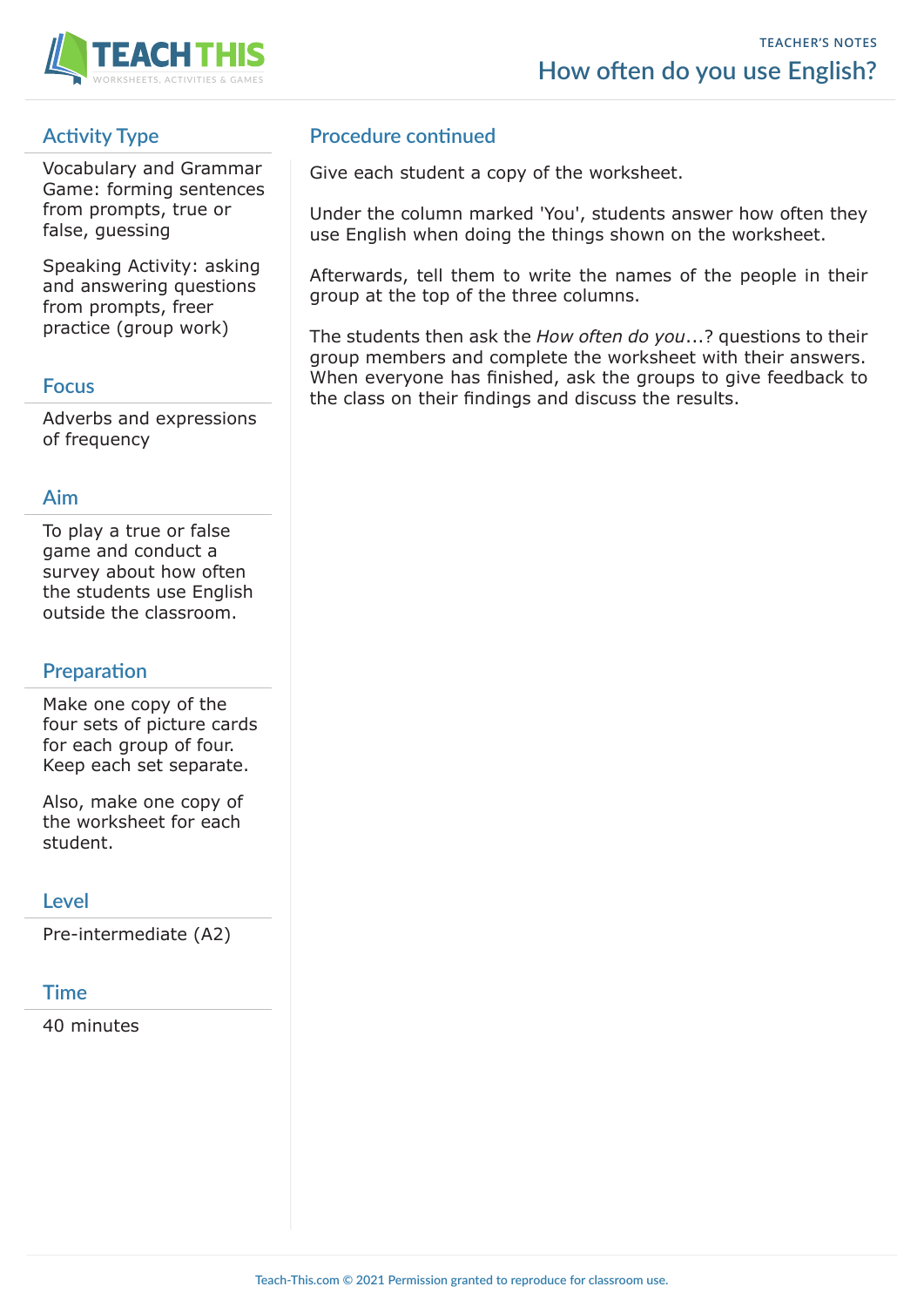# How often do you use English?

TEACHER'S NOTES

## Activity Type

Vocabulary and Grammar Game: forming sentences from prompts, true or false, guessing

Speaking Activity: asking and answering questions from prompts, freer practice (group work)

## Focus

Adverbs and expressions of frequency

## Aim

To play a true or false game and conduct a survey about how often the students use English outside the classroom.

## Preparation

Make one copy of the four sets of picture cards for each group of four. Keep each set separate.

Also, make one copy of the worksheet for each student.

## Level

Pre-intermediate (A2)

## Time

40 minutes

## Procedure continued

Give each student a copy of the worksheet.

Under the column marked 'You', students answer how often they use English when doing the things shown on the worksheet.

Afterwards, tell them to write the names of the people in their group at the top of the three columns.

The students then ask the *How often do you*...? questions to their group members and complete the worksheet with their answers. When everyone has finished, ask the groups to give feedback to the class on their findings and discuss the results.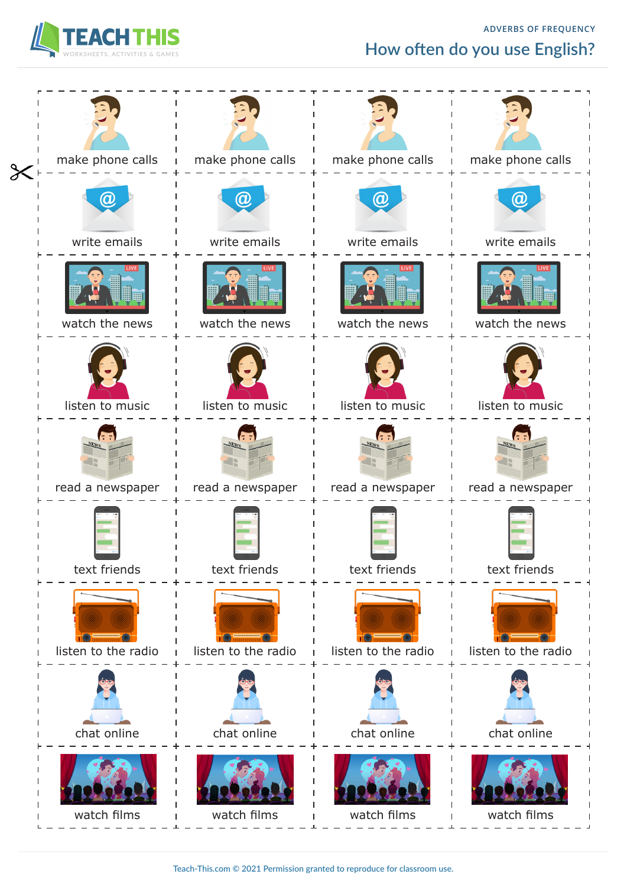ADVERBS OF FREQUENCY

# How often do you use English?

| | | | |
|---|---|---|---|
| make phone calls | make phone calls | make phone calls | make phone calls |
| write emails | write emails | write emails | write emails |
| watch the news | watch the news | watch the news | watch the news |
| listen to music | listen to music | listen to music | listen to music |
| read a newspaper | read a newspaper | read a newspaper | read a newspaper |
| text friends | text friends | text friends | text friends |
| listen to the radio | listen to the radio | listen to the radio | listen to the radio |
| chat online | chat online | chat online | chat online |
| watch films | watch films | watch films | watch films |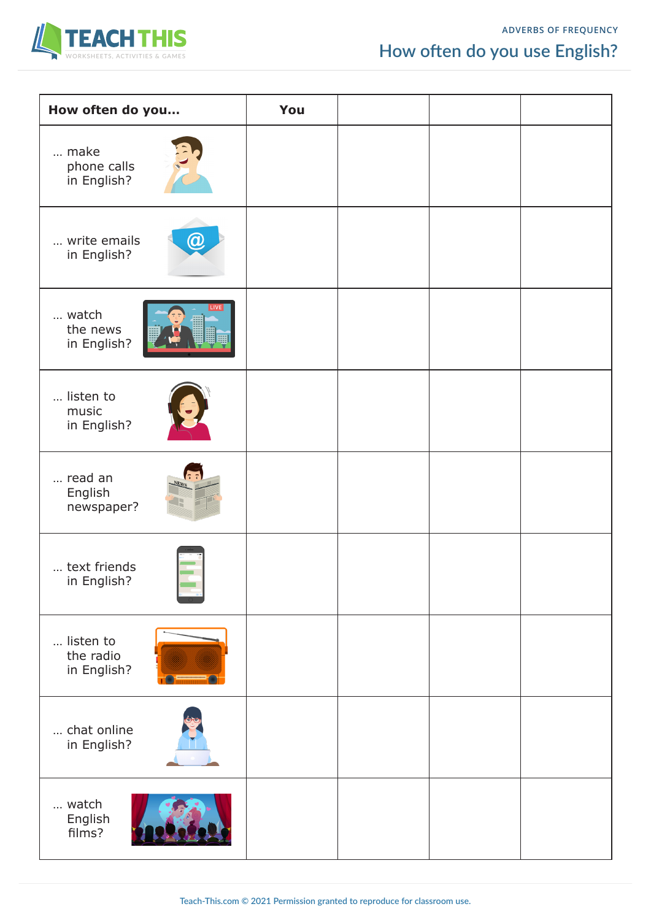ADVERBS OF FREQUENCY

# How often do you use English?

| How often do you... | You | | | |
|---|---|---|---|---|
| ... make phone calls in English? | | | | |
| ... write emails in English? | | | | |
| ... watch the news in English? | | | | |
| ... listen to music in English? | | | | |
| ... read an English newspaper? | | | | |
| ... text friends in English? | | | | |
| ... listen to the radio in English? | | | | |
| ... chat online in English? | | | | |
| ... watch English films? | | | | |

Teach-This.com © 2021 Permission granted to reproduce for classroom use.